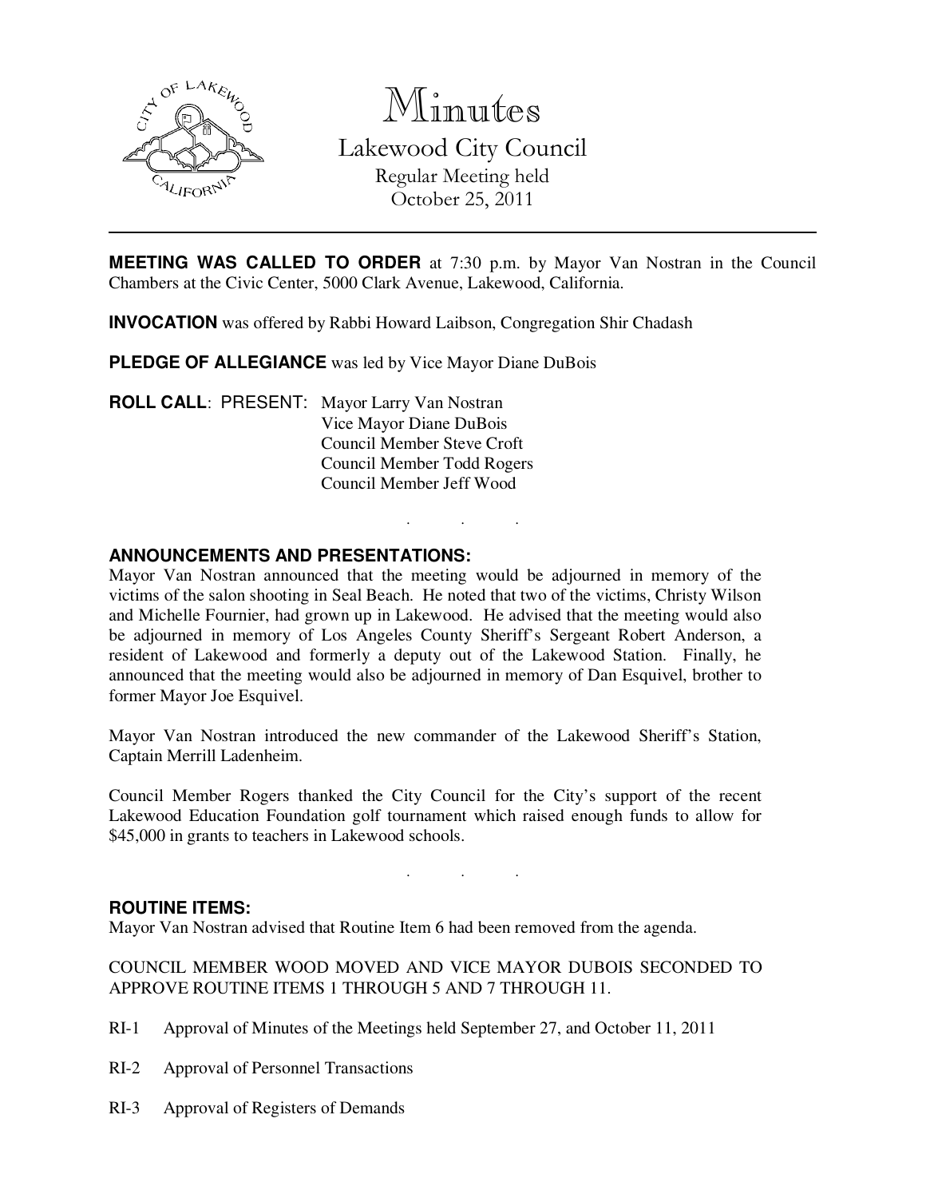# Minutes

## Lakewood City Council

Regular Meeting held
October 25, 2011

**MEETING WAS CALLED TO ORDER** at 7:30 p.m. by Mayor Van Nostran in the Council Chambers at the Civic Center, 5000 Clark Avenue, Lakewood, California.

**INVOCATION** was offered by Rabbi Howard Laibson, Congregation Shir Chadash

**PLEDGE OF ALLEGIANCE** was led by Vice Mayor Diane DuBois

**ROLL CALL**: PRESENT: Mayor Larry Van Nostran
Vice Mayor Diane DuBois
Council Member Steve Croft
Council Member Todd Rogers
Council Member Jeff Wood

. . .

**ANNOUNCEMENTS AND PRESENTATIONS:**

Mayor Van Nostran announced that the meeting would be adjourned in memory of the victims of the salon shooting in Seal Beach. He noted that two of the victims, Christy Wilson and Michelle Fournier, had grown up in Lakewood. He advised that the meeting would also be adjourned in memory of Los Angeles County Sheriff's Sergeant Robert Anderson, a resident of Lakewood and formerly a deputy out of the Lakewood Station. Finally, he announced that the meeting would also be adjourned in memory of Dan Esquivel, brother to former Mayor Joe Esquivel.

Mayor Van Nostran introduced the new commander of the Lakewood Sheriff's Station, Captain Merrill Ladenheim.

Council Member Rogers thanked the City Council for the City's support of the recent Lakewood Education Foundation golf tournament which raised enough funds to allow for $45,000 in grants to teachers in Lakewood schools.

. . .

**ROUTINE ITEMS:**

Mayor Van Nostran advised that Routine Item 6 had been removed from the agenda.

COUNCIL MEMBER WOOD MOVED AND VICE MAYOR DUBOIS SECONDED TO APPROVE ROUTINE ITEMS 1 THROUGH 5 AND 7 THROUGH 11.

RI-1 Approval of Minutes of the Meetings held September 27, and October 11, 2011

RI-2 Approval of Personnel Transactions

RI-3 Approval of Registers of Demands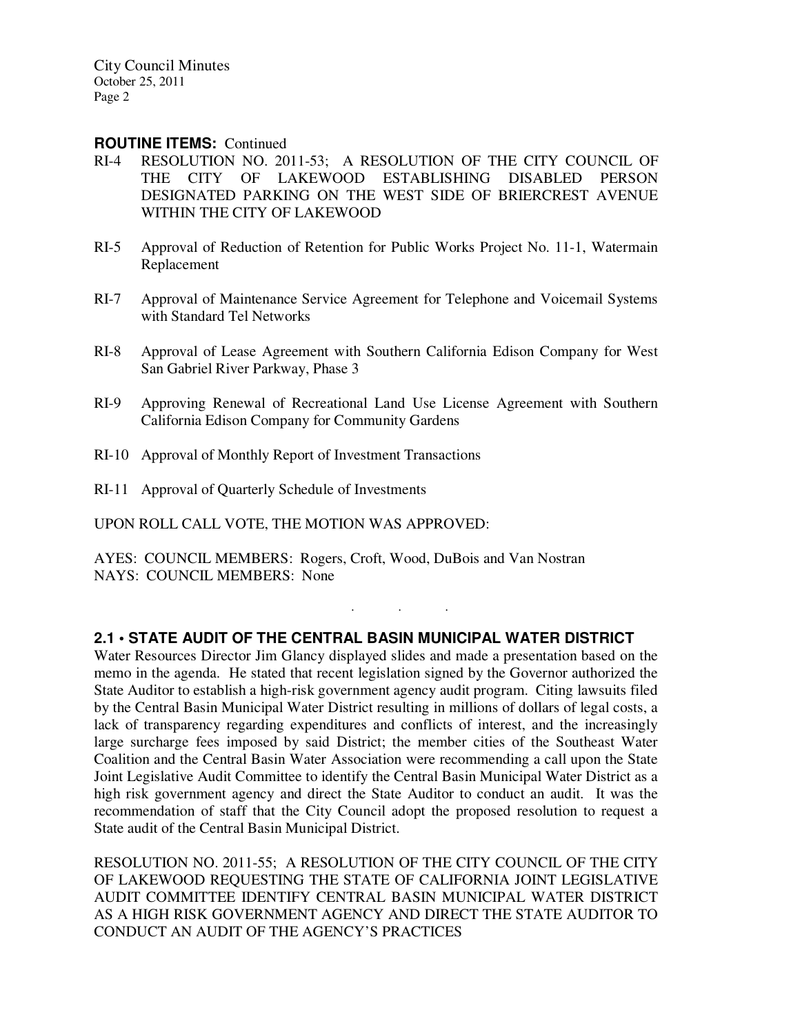**ROUTINE ITEMS:** Continued

RI-4 RESOLUTION NO. 2011-53; A RESOLUTION OF THE CITY COUNCIL OF THE CITY OF LAKEWOOD ESTABLISHING DISABLED PERSON DESIGNATED PARKING ON THE WEST SIDE OF BRIERCREST AVENUE WITHIN THE CITY OF LAKEWOOD

RI-5 Approval of Reduction of Retention for Public Works Project No. 11-1, Watermain Replacement

RI-7 Approval of Maintenance Service Agreement for Telephone and Voicemail Systems with Standard Tel Networks

RI-8 Approval of Lease Agreement with Southern California Edison Company for West San Gabriel River Parkway, Phase 3

RI-9 Approving Renewal of Recreational Land Use License Agreement with Southern California Edison Company for Community Gardens

RI-10 Approval of Monthly Report of Investment Transactions

RI-11 Approval of Quarterly Schedule of Investments

UPON ROLL CALL VOTE, THE MOTION WAS APPROVED:

AYES: COUNCIL MEMBERS: Rogers, Croft, Wood, DuBois and Van Nostran
NAYS: COUNCIL MEMBERS: None

. . .

## 2.1 • STATE AUDIT OF THE CENTRAL BASIN MUNICIPAL WATER DISTRICT

Water Resources Director Jim Glancy displayed slides and made a presentation based on the memo in the agenda. He stated that recent legislation signed by the Governor authorized the State Auditor to establish a high-risk government agency audit program. Citing lawsuits filed by the Central Basin Municipal Water District resulting in millions of dollars of legal costs, a lack of transparency regarding expenditures and conflicts of interest, and the increasingly large surcharge fees imposed by said District; the member cities of the Southeast Water Coalition and the Central Basin Water Association were recommending a call upon the State Joint Legislative Audit Committee to identify the Central Basin Municipal Water District as a high risk government agency and direct the State Auditor to conduct an audit. It was the recommendation of staff that the City Council adopt the proposed resolution to request a State audit of the Central Basin Municipal District.

RESOLUTION NO. 2011-55; A RESOLUTION OF THE CITY COUNCIL OF THE CITY OF LAKEWOOD REQUESTING THE STATE OF CALIFORNIA JOINT LEGISLATIVE AUDIT COMMITTEE IDENTIFY CENTRAL BASIN MUNICIPAL WATER DISTRICT AS A HIGH RISK GOVERNMENT AGENCY AND DIRECT THE STATE AUDITOR TO CONDUCT AN AUDIT OF THE AGENCY'S PRACTICES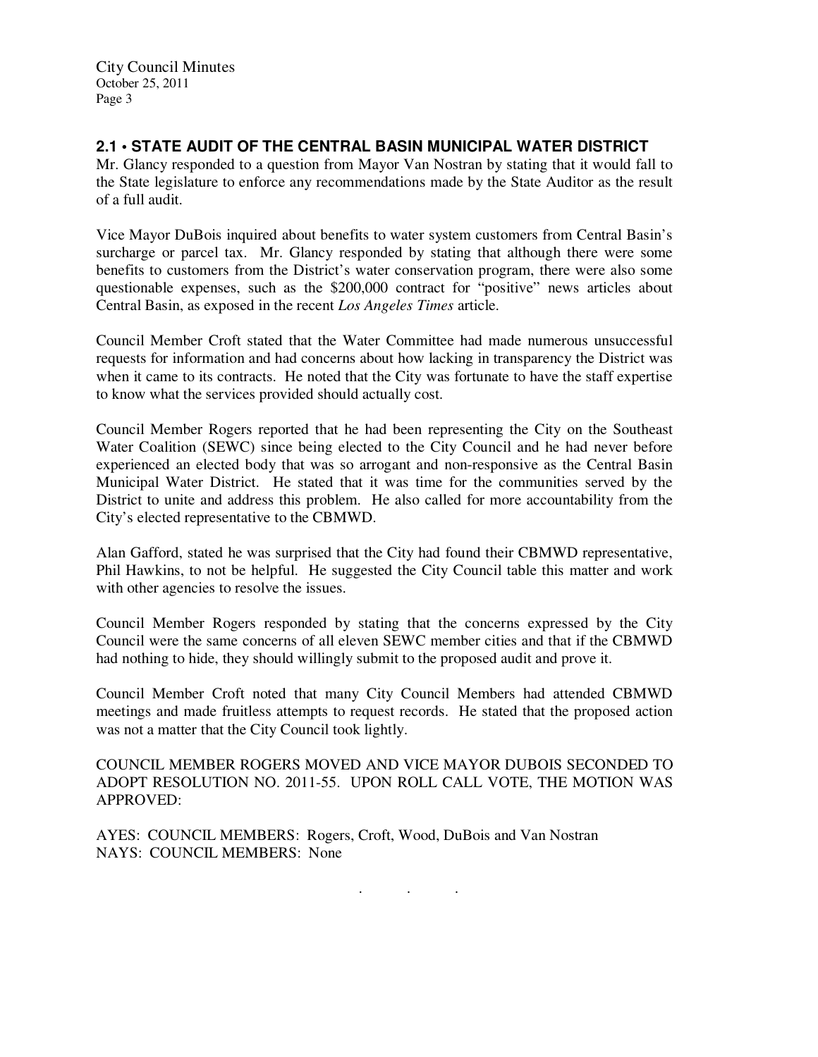## 2.1 • STATE AUDIT OF THE CENTRAL BASIN MUNICIPAL WATER DISTRICT

Mr. Glancy responded to a question from Mayor Van Nostran by stating that it would fall to the State legislature to enforce any recommendations made by the State Auditor as the result of a full audit.

Vice Mayor DuBois inquired about benefits to water system customers from Central Basin's surcharge or parcel tax. Mr. Glancy responded by stating that although there were some benefits to customers from the District's water conservation program, there were also some questionable expenses, such as the $200,000 contract for "positive" news articles about Central Basin, as exposed in the recent *Los Angeles Times* article.

Council Member Croft stated that the Water Committee had made numerous unsuccessful requests for information and had concerns about how lacking in transparency the District was when it came to its contracts. He noted that the City was fortunate to have the staff expertise to know what the services provided should actually cost.

Council Member Rogers reported that he had been representing the City on the Southeast Water Coalition (SEWC) since being elected to the City Council and he had never before experienced an elected body that was so arrogant and non-responsive as the Central Basin Municipal Water District. He stated that it was time for the communities served by the District to unite and address this problem. He also called for more accountability from the City's elected representative to the CBMWD.

Alan Gafford, stated he was surprised that the City had found their CBMWD representative, Phil Hawkins, to not be helpful. He suggested the City Council table this matter and work with other agencies to resolve the issues.

Council Member Rogers responded by stating that the concerns expressed by the City Council were the same concerns of all eleven SEWC member cities and that if the CBMWD had nothing to hide, they should willingly submit to the proposed audit and prove it.

Council Member Croft noted that many City Council Members had attended CBMWD meetings and made fruitless attempts to request records. He stated that the proposed action was not a matter that the City Council took lightly.

COUNCIL MEMBER ROGERS MOVED AND VICE MAYOR DUBOIS SECONDED TO ADOPT RESOLUTION NO. 2011-55. UPON ROLL CALL VOTE, THE MOTION WAS APPROVED:

AYES: COUNCIL MEMBERS: Rogers, Croft, Wood, DuBois and Van Nostran
NAYS: COUNCIL MEMBERS: None

. . .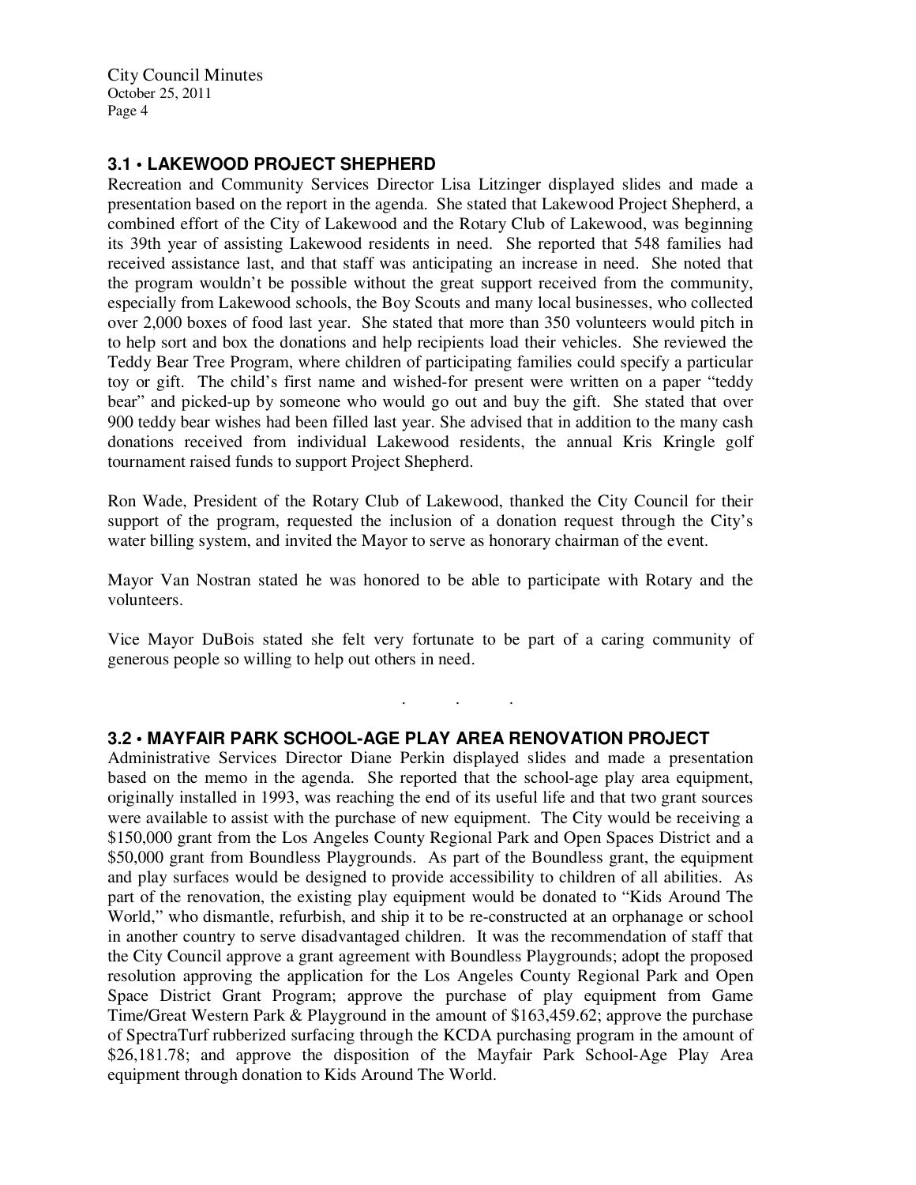### 3.1 • LAKEWOOD PROJECT SHEPHERD

Recreation and Community Services Director Lisa Litzinger displayed slides and made a presentation based on the report in the agenda. She stated that Lakewood Project Shepherd, a combined effort of the City of Lakewood and the Rotary Club of Lakewood, was beginning its 39th year of assisting Lakewood residents in need. She reported that 548 families had received assistance last, and that staff was anticipating an increase in need. She noted that the program wouldn't be possible without the great support received from the community, especially from Lakewood schools, the Boy Scouts and many local businesses, who collected over 2,000 boxes of food last year. She stated that more than 350 volunteers would pitch in to help sort and box the donations and help recipients load their vehicles. She reviewed the Teddy Bear Tree Program, where children of participating families could specify a particular toy or gift. The child's first name and wished-for present were written on a paper "teddy bear" and picked-up by someone who would go out and buy the gift. She stated that over 900 teddy bear wishes had been filled last year. She advised that in addition to the many cash donations received from individual Lakewood residents, the annual Kris Kringle golf tournament raised funds to support Project Shepherd.

Ron Wade, President of the Rotary Club of Lakewood, thanked the City Council for their support of the program, requested the inclusion of a donation request through the City's water billing system, and invited the Mayor to serve as honorary chairman of the event.

Mayor Van Nostran stated he was honored to be able to participate with Rotary and the volunteers.

Vice Mayor DuBois stated she felt very fortunate to be part of a caring community of generous people so willing to help out others in need.

. . .

### 3.2 • MAYFAIR PARK SCHOOL-AGE PLAY AREA RENOVATION PROJECT

Administrative Services Director Diane Perkin displayed slides and made a presentation based on the memo in the agenda. She reported that the school-age play area equipment, originally installed in 1993, was reaching the end of its useful life and that two grant sources were available to assist with the purchase of new equipment. The City would be receiving a $150,000 grant from the Los Angeles County Regional Park and Open Spaces District and a $50,000 grant from Boundless Playgrounds. As part of the Boundless grant, the equipment and play surfaces would be designed to provide accessibility to children of all abilities. As part of the renovation, the existing play equipment would be donated to "Kids Around The World," who dismantle, refurbish, and ship it to be re-constructed at an orphanage or school in another country to serve disadvantaged children. It was the recommendation of staff that the City Council approve a grant agreement with Boundless Playgrounds; adopt the proposed resolution approving the application for the Los Angeles County Regional Park and Open Space District Grant Program; approve the purchase of play equipment from Game Time/Great Western Park & Playground in the amount of $163,459.62; approve the purchase of SpectraTurf rubberized surfacing through the KCDA purchasing program in the amount of $26,181.78; and approve the disposition of the Mayfair Park School-Age Play Area equipment through donation to Kids Around The World.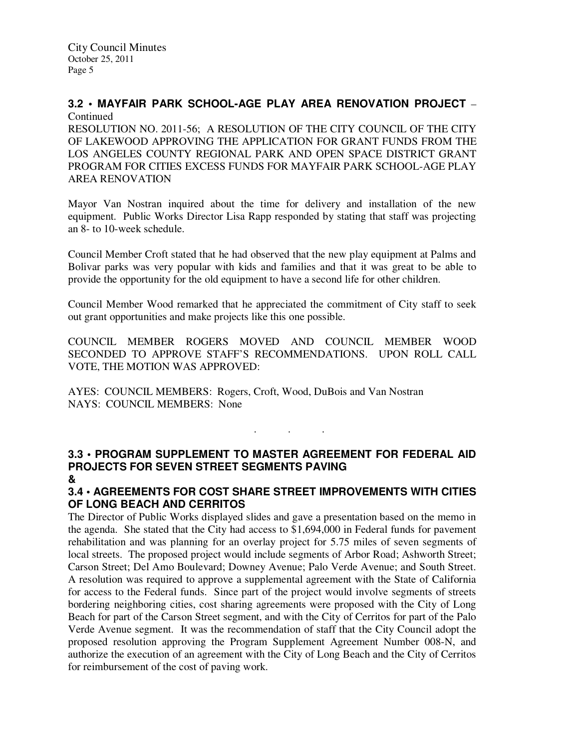### 3.2 • MAYFAIR PARK SCHOOL-AGE PLAY AREA RENOVATION PROJECT – Continued

RESOLUTION NO. 2011-56; A RESOLUTION OF THE CITY COUNCIL OF THE CITY OF LAKEWOOD APPROVING THE APPLICATION FOR GRANT FUNDS FROM THE LOS ANGELES COUNTY REGIONAL PARK AND OPEN SPACE DISTRICT GRANT PROGRAM FOR CITIES EXCESS FUNDS FOR MAYFAIR PARK SCHOOL-AGE PLAY AREA RENOVATION

Mayor Van Nostran inquired about the time for delivery and installation of the new equipment. Public Works Director Lisa Rapp responded by stating that staff was projecting an 8- to 10-week schedule.

Council Member Croft stated that he had observed that the new play equipment at Palms and Bolivar parks was very popular with kids and families and that it was great to be able to provide the opportunity for the old equipment to have a second life for other children.

Council Member Wood remarked that he appreciated the commitment of City staff to seek out grant opportunities and make projects like this one possible.

COUNCIL MEMBER ROGERS MOVED AND COUNCIL MEMBER WOOD SECONDED TO APPROVE STAFF'S RECOMMENDATIONS. UPON ROLL CALL VOTE, THE MOTION WAS APPROVED:

AYES: COUNCIL MEMBERS: Rogers, Croft, Wood, DuBois and Van Nostran
NAYS: COUNCIL MEMBERS: None

. . .

### 3.3 • PROGRAM SUPPLEMENT TO MASTER AGREEMENT FOR FEDERAL AID PROJECTS FOR SEVEN STREET SEGMENTS PAVING
&
### 3.4 • AGREEMENTS FOR COST SHARE STREET IMPROVEMENTS WITH CITIES OF LONG BEACH AND CERRITOS

The Director of Public Works displayed slides and gave a presentation based on the memo in the agenda. She stated that the City had access to $1,694,000 in Federal funds for pavement rehabilitation and was planning for an overlay project for 5.75 miles of seven segments of local streets. The proposed project would include segments of Arbor Road; Ashworth Street; Carson Street; Del Amo Boulevard; Downey Avenue; Palo Verde Avenue; and South Street. A resolution was required to approve a supplemental agreement with the State of California for access to the Federal funds. Since part of the project would involve segments of streets bordering neighboring cities, cost sharing agreements were proposed with the City of Long Beach for part of the Carson Street segment, and with the City of Cerritos for part of the Palo Verde Avenue segment. It was the recommendation of staff that the City Council adopt the proposed resolution approving the Program Supplement Agreement Number 008-N, and authorize the execution of an agreement with the City of Long Beach and the City of Cerritos for reimbursement of the cost of paving work.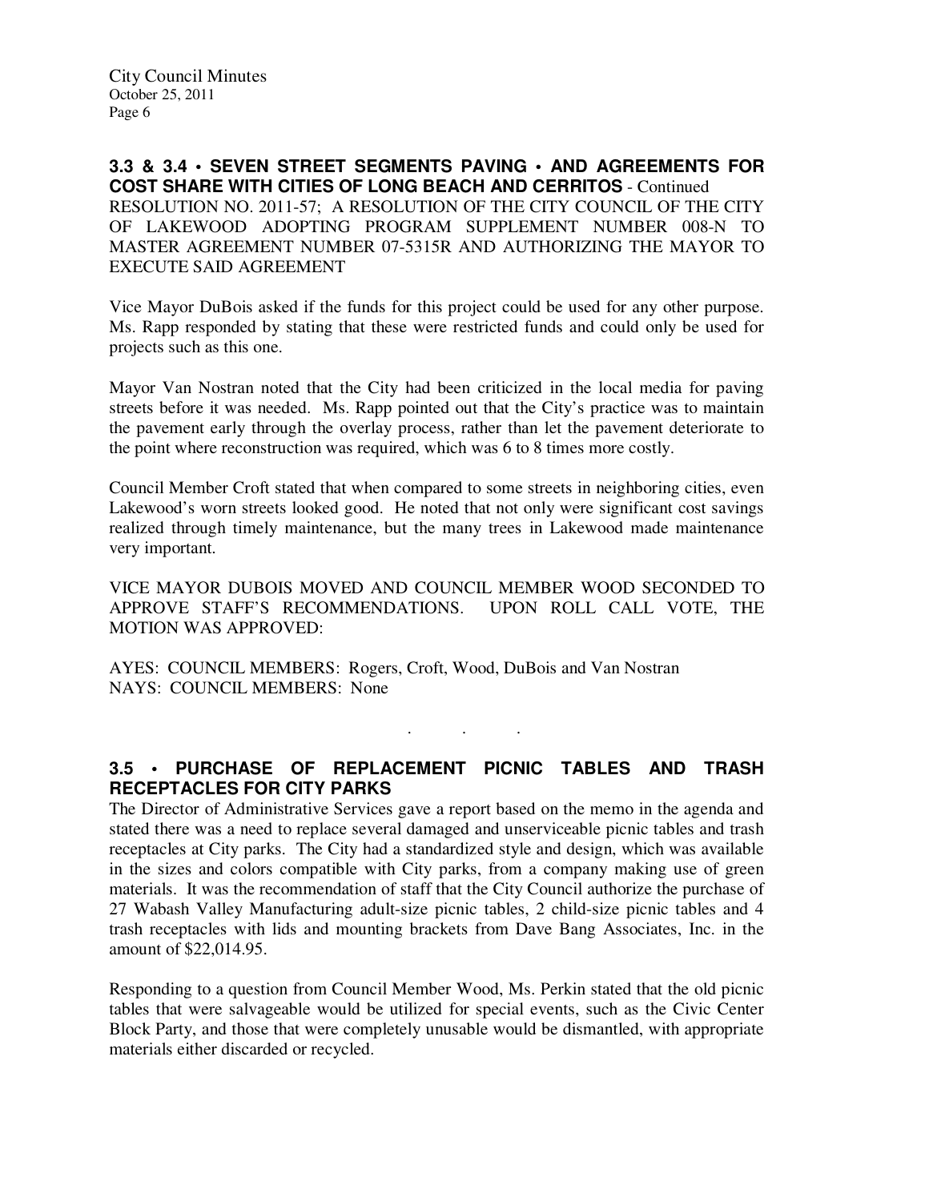## 3.3 & 3.4 • SEVEN STREET SEGMENTS PAVING • AND AGREEMENTS FOR COST SHARE WITH CITIES OF LONG BEACH AND CERRITOS - Continued

RESOLUTION NO. 2011-57; A RESOLUTION OF THE CITY COUNCIL OF THE CITY OF LAKEWOOD ADOPTING PROGRAM SUPPLEMENT NUMBER 008-N TO MASTER AGREEMENT NUMBER 07-5315R AND AUTHORIZING THE MAYOR TO EXECUTE SAID AGREEMENT

Vice Mayor DuBois asked if the funds for this project could be used for any other purpose. Ms. Rapp responded by stating that these were restricted funds and could only be used for projects such as this one.

Mayor Van Nostran noted that the City had been criticized in the local media for paving streets before it was needed. Ms. Rapp pointed out that the City's practice was to maintain the pavement early through the overlay process, rather than let the pavement deteriorate to the point where reconstruction was required, which was 6 to 8 times more costly.

Council Member Croft stated that when compared to some streets in neighboring cities, even Lakewood's worn streets looked good. He noted that not only were significant cost savings realized through timely maintenance, but the many trees in Lakewood made maintenance very important.

VICE MAYOR DUBOIS MOVED AND COUNCIL MEMBER WOOD SECONDED TO APPROVE STAFF'S RECOMMENDATIONS. UPON ROLL CALL VOTE, THE MOTION WAS APPROVED:

AYES: COUNCIL MEMBERS: Rogers, Croft, Wood, DuBois and Van Nostran
NAYS: COUNCIL MEMBERS: None

. . .

## 3.5 • PURCHASE OF REPLACEMENT PICNIC TABLES AND TRASH RECEPTACLES FOR CITY PARKS

The Director of Administrative Services gave a report based on the memo in the agenda and stated there was a need to replace several damaged and unserviceable picnic tables and trash receptacles at City parks. The City had a standardized style and design, which was available in the sizes and colors compatible with City parks, from a company making use of green materials. It was the recommendation of staff that the City Council authorize the purchase of 27 Wabash Valley Manufacturing adult-size picnic tables, 2 child-size picnic tables and 4 trash receptacles with lids and mounting brackets from Dave Bang Associates, Inc. in the amount of $22,014.95.

Responding to a question from Council Member Wood, Ms. Perkin stated that the old picnic tables that were salvageable would be utilized for special events, such as the Civic Center Block Party, and those that were completely unusable would be dismantled, with appropriate materials either discarded or recycled.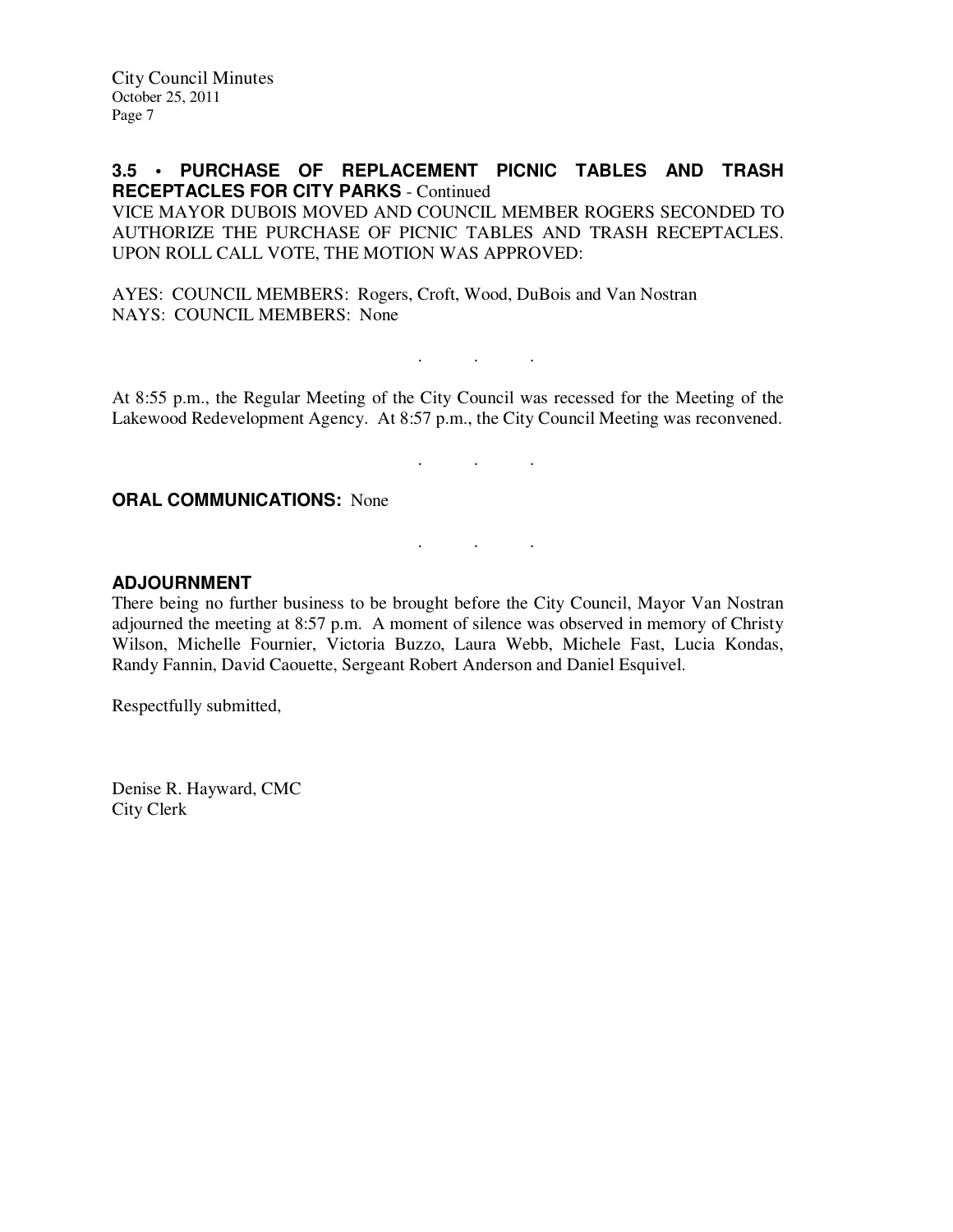**3.5 • PURCHASE OF REPLACEMENT PICNIC TABLES AND TRASH RECEPTACLES FOR CITY PARKS** - Continued

VICE MAYOR DUBOIS MOVED AND COUNCIL MEMBER ROGERS SECONDED TO AUTHORIZE THE PURCHASE OF PICNIC TABLES AND TRASH RECEPTACLES. UPON ROLL CALL VOTE, THE MOTION WAS APPROVED:

AYES: COUNCIL MEMBERS: Rogers, Croft, Wood, DuBois and Van Nostran
NAYS: COUNCIL MEMBERS: None

. . .

At 8:55 p.m., the Regular Meeting of the City Council was recessed for the Meeting of the Lakewood Redevelopment Agency. At 8:57 p.m., the City Council Meeting was reconvened.

. . .

**ORAL COMMUNICATIONS:** None

. . .

**ADJOURNMENT**

There being no further business to be brought before the City Council, Mayor Van Nostran adjourned the meeting at 8:57 p.m. A moment of silence was observed in memory of Christy Wilson, Michelle Fournier, Victoria Buzzo, Laura Webb, Michele Fast, Lucia Kondas, Randy Fannin, David Caouette, Sergeant Robert Anderson and Daniel Esquivel.

Respectfully submitted,

Denise R. Hayward, CMC
City Clerk